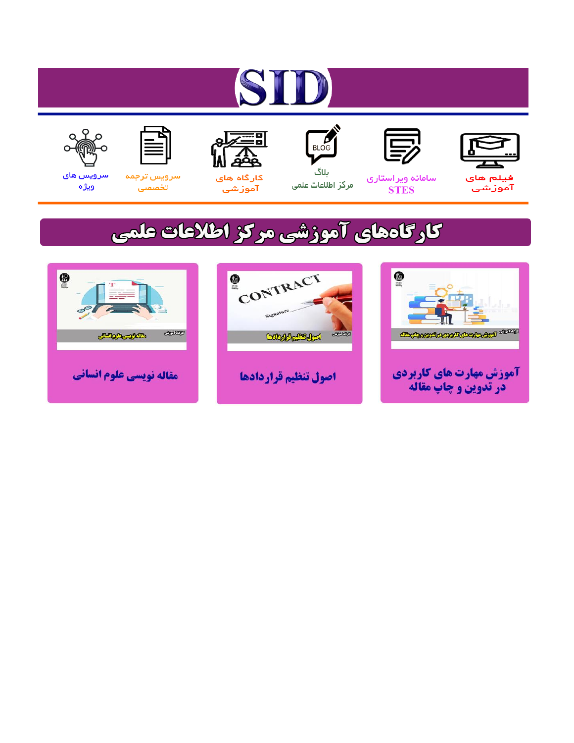# SID

فیلم های آموزشی

سامانه ویراستاری STES

بلاگ مرکز اطلاعات علمی

کارگاه های آموزشی

سرویس ترجمه تخصصی

سرویس های ویژه

## کارگاه‌های آموزشی مرکز اطلاعات علمی

آموزش مهارت های کاربردی در تدوین و چاپ مقاله

اصول تنظیم قراردادها

مقاله نویسی علوم انسانی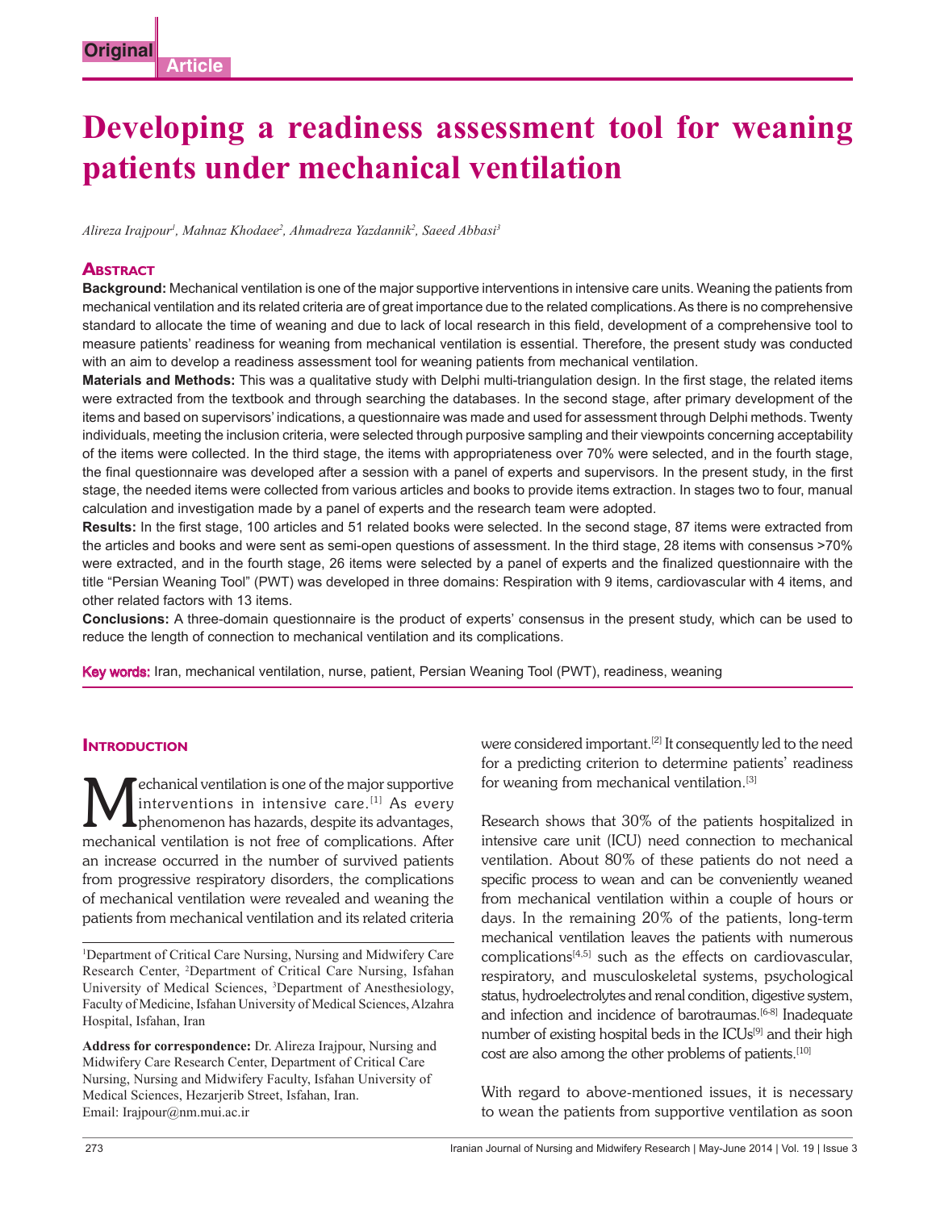Original Article

# Developing a readiness assessment tool for weaning patients under mechanical ventilation

*Alireza Irajpour[1], Mahnaz Khodaee[2], Ahmadreza Yazdannik[2], Saeed Abbasi[3]*

## Abstract

**Background:** Mechanical ventilation is one of the major supportive interventions in intensive care units. Weaning the patients from mechanical ventilation and its related criteria are of great importance due to the related complications. As there is no comprehensive standard to allocate the time of weaning and due to lack of local research in this field, development of a comprehensive tool to measure patients' readiness for weaning from mechanical ventilation is essential. Therefore, the present study was conducted with an aim to develop a readiness assessment tool for weaning patients from mechanical ventilation.

**Materials and Methods:** This was a qualitative study with Delphi multi-triangulation design. In the first stage, the related items were extracted from the textbook and through searching the databases. In the second stage, after primary development of the items and based on supervisors' indications, a questionnaire was made and used for assessment through Delphi methods. Twenty individuals, meeting the inclusion criteria, were selected through purposive sampling and their viewpoints concerning acceptability of the items were collected. In the third stage, the items with appropriateness over 70% were selected, and in the fourth stage, the final questionnaire was developed after a session with a panel of experts and supervisors. In the present study, in the first stage, the needed items were collected from various articles and books to provide items extraction. In stages two to four, manual calculation and investigation made by a panel of experts and the research team were adopted.

**Results:** In the first stage, 100 articles and 51 related books were selected. In the second stage, 87 items were extracted from the articles and books and were sent as semi-open questions of assessment. In the third stage, 28 items with consensus >70% were extracted, and in the fourth stage, 26 items were selected by a panel of experts and the finalized questionnaire with the title "Persian Weaning Tool" (PWT) was developed in three domains: Respiration with 9 items, cardiovascular with 4 items, and other related factors with 13 items.

**Conclusions:** A three-domain questionnaire is the product of experts' consensus in the present study, which can be used to reduce the length of connection to mechanical ventilation and its complications.

**Key words:** Iran, mechanical ventilation, nurse, patient, Persian Weaning Tool (PWT), readiness, weaning

## Introduction

Mechanical ventilation is one of the major supportive interventions in intensive care.[1] As every phenomenon has hazards, despite its advantages, mechanical ventilation is not free of complications. After an increase occurred in the number of survived patients from progressive respiratory disorders, the complications of mechanical ventilation were revealed and weaning the patients from mechanical ventilation and its related criteria were considered important.[2] It consequently led to the need for a predicting criterion to determine patients' readiness for weaning from mechanical ventilation.[3]

Research shows that 30% of the patients hospitalized in intensive care unit (ICU) need connection to mechanical ventilation. About 80% of these patients do not need a specific process to wean and can be conveniently weaned from mechanical ventilation within a couple of hours or days. In the remaining 20% of the patients, long-term mechanical ventilation leaves the patients with numerous complications[4,5] such as the effects on cardiovascular, respiratory, and musculoskeletal systems, psychological status, hydroelectrolytes and renal condition, digestive system, and infection and incidence of barotraumas.[6-8] Inadequate number of existing hospital beds in the ICUs[9] and their high cost are also among the other problems of patients.[10]

With regard to above-mentioned issues, it is necessary to wean the patients from supportive ventilation as soon

[1]Department of Critical Care Nursing, Nursing and Midwifery Care Research Center, [2]Department of Critical Care Nursing, Isfahan University of Medical Sciences, [3]Department of Anesthesiology, Faculty of Medicine, Isfahan University of Medical Sciences, Alzahra Hospital, Isfahan, Iran

**Address for correspondence:** Dr. Alireza Irajpour, Nursing and Midwifery Care Research Center, Department of Critical Care Nursing, Nursing and Midwifery Faculty, Isfahan University of Medical Sciences, Hezarjerib Street, Isfahan, Iran.
Email: Irajpour@nm.mui.ac.ir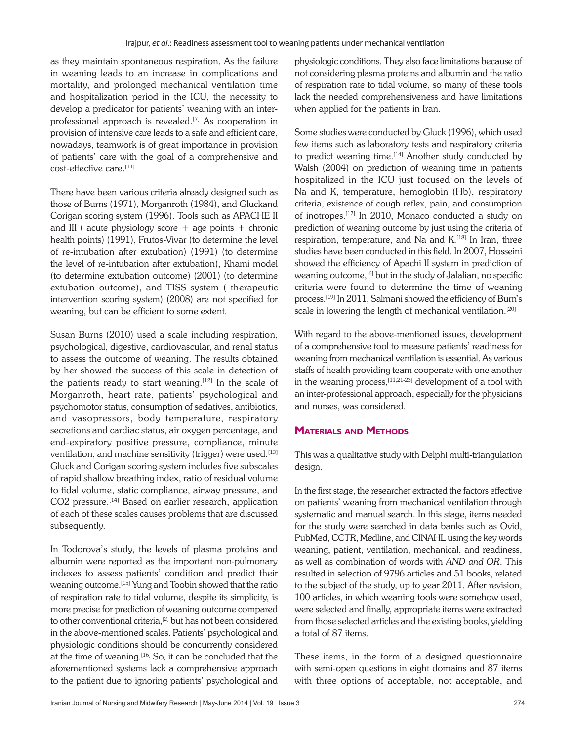as they maintain spontaneous respiration. As the failure in weaning leads to an increase in complications and mortality, and prolonged mechanical ventilation time and hospitalization period in the ICU, the necessity to develop a predicator for patients' weaning with an inter-professional approach is revealed.[7] As cooperation in provision of intensive care leads to a safe and efficient care, nowadays, teamwork is of great importance in provision of patients' care with the goal of a comprehensive and cost-effective care.[11]

There have been various criteria already designed such as those of Burns (1971), Morganroth (1984), and Gluckand Corigan scoring system (1996). Tools such as APACHE II and III ( acute physiology score + age points + chronic health points) (1991), Frutos-Vivar (to determine the level of re-intubation after extubation) (1991) (to determine the level of re-intubation after extubation), Khami model (to determine extubation outcome) (2001) (to determine extubation outcome), and TISS system ( therapeutic intervention scoring system) (2008) are not specified for weaning, but can be efficient to some extent.

Susan Burns (2010) used a scale including respiration, psychological, digestive, cardiovascular, and renal status to assess the outcome of weaning. The results obtained by her showed the success of this scale in detection of the patients ready to start weaning.[12] In the scale of Morganroth, heart rate, patients' psychological and psychomotor status, consumption of sedatives, antibiotics, and vasopressors, body temperature, respiratory secretions and cardiac status, air oxygen percentage, and end-expiratory positive pressure, compliance, minute ventilation, and machine sensitivity (trigger) were used.[13] Gluck and Corigan scoring system includes five subscales of rapid shallow breathing index, ratio of residual volume to tidal volume, static compliance, airway pressure, and CO2 pressure.[14] Based on earlier research, application of each of these scales causes problems that are discussed subsequently.

In Todorova's study, the levels of plasma proteins and albumin were reported as the important non-pulmonary indexes to assess patients' condition and predict their weaning outcome.[15] Yung and Toobin showed that the ratio of respiration rate to tidal volume, despite its simplicity, is more precise for prediction of weaning outcome compared to other conventional criteria,[2] but has not been considered in the above-mentioned scales. Patients' psychological and physiologic conditions should be concurrently considered at the time of weaning.[16] So, it can be concluded that the aforementioned systems lack a comprehensive approach to the patient due to ignoring patients' psychological and physiologic conditions. They also face limitations because of not considering plasma proteins and albumin and the ratio of respiration rate to tidal volume, so many of these tools lack the needed comprehensiveness and have limitations when applied for the patients in Iran.

Some studies were conducted by Gluck (1996), which used few items such as laboratory tests and respiratory criteria to predict weaning time.[14] Another study conducted by Walsh (2004) on prediction of weaning time in patients hospitalized in the ICU just focused on the levels of Na and K, temperature, hemoglobin (Hb), respiratory criteria, existence of cough reflex, pain, and consumption of inotropes.[17] In 2010, Monaco conducted a study on prediction of weaning outcome by just using the criteria of respiration, temperature, and Na and K.[18] In Iran, three studies have been conducted in this field. In 2007, Hosseini showed the efficiency of Apachi II system in prediction of weaning outcome,[6] but in the study of Jalalian, no specific criteria were found to determine the time of weaning process.[19] In 2011, Salmani showed the efficiency of Burn's scale in lowering the length of mechanical ventilation.[20]

With regard to the above-mentioned issues, development of a comprehensive tool to measure patients' readiness for weaning from mechanical ventilation is essential. As various staffs of health providing team cooperate with one another in the weaning process,[11,21-23] development of a tool with an inter-professional approach, especially for the physicians and nurses, was considered.

## Materials and Methods

This was a qualitative study with Delphi multi-triangulation design.

In the first stage, the researcher extracted the factors effective on patients' weaning from mechanical ventilation through systematic and manual search. In this stage, items needed for the study were searched in data banks such as Ovid, PubMed, CCTR, Medline, and CINAHL using the key words weaning, patient, ventilation, mechanical, and readiness, as well as combination of words with *AND and OR*. This resulted in selection of 9796 articles and 51 books, related to the subject of the study, up to year 2011. After revision, 100 articles, in which weaning tools were somehow used, were selected and finally, appropriate items were extracted from those selected articles and the existing books, yielding a total of 87 items.

These items, in the form of a designed questionnaire with semi-open questions in eight domains and 87 items with three options of acceptable, not acceptable, and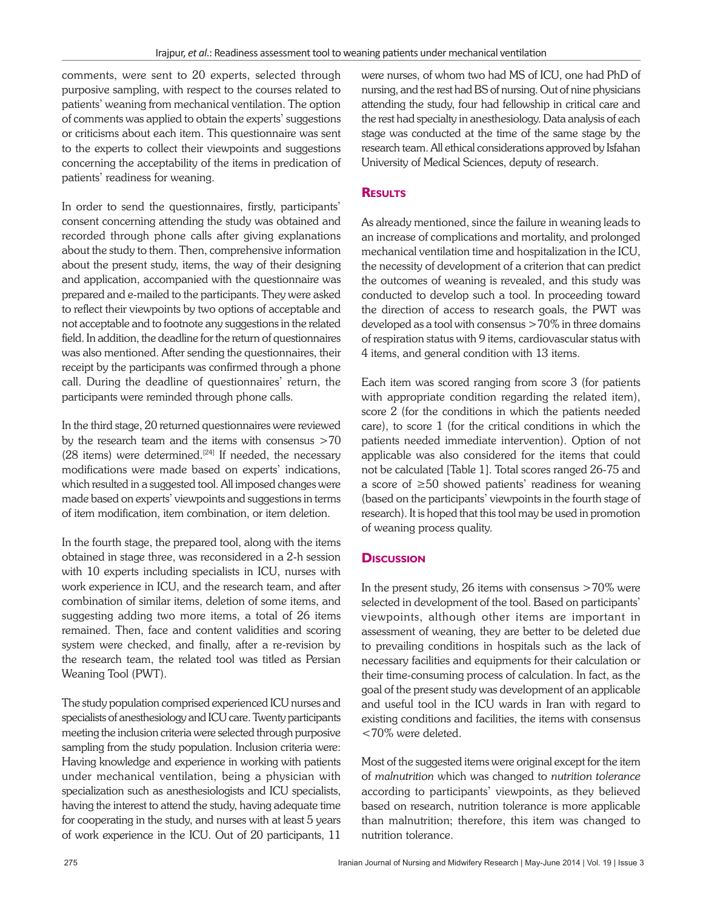comments, were sent to 20 experts, selected through purposive sampling, with respect to the courses related to patients' weaning from mechanical ventilation. The option of comments was applied to obtain the experts' suggestions or criticisms about each item. This questionnaire was sent to the experts to collect their viewpoints and suggestions concerning the acceptability of the items in predication of patients' readiness for weaning.

In order to send the questionnaires, firstly, participants' consent concerning attending the study was obtained and recorded through phone calls after giving explanations about the study to them. Then, comprehensive information about the present study, items, the way of their designing and application, accompanied with the questionnaire was prepared and e-mailed to the participants. They were asked to reflect their viewpoints by two options of acceptable and not acceptable and to footnote any suggestions in the related field. In addition, the deadline for the return of questionnaires was also mentioned. After sending the questionnaires, their receipt by the participants was confirmed through a phone call. During the deadline of questionnaires' return, the participants were reminded through phone calls.

In the third stage, 20 returned questionnaires were reviewed by the research team and the items with consensus >70 (28 items) were determined.[24] If needed, the necessary modifications were made based on experts' indications, which resulted in a suggested tool. All imposed changes were made based on experts' viewpoints and suggestions in terms of item modification, item combination, or item deletion.

In the fourth stage, the prepared tool, along with the items obtained in stage three, was reconsidered in a 2-h session with 10 experts including specialists in ICU, nurses with work experience in ICU, and the research team, and after combination of similar items, deletion of some items, and suggesting adding two more items, a total of 26 items remained. Then, face and content validities and scoring system were checked, and finally, after a re-revision by the research team, the related tool was titled as Persian Weaning Tool (PWT).

The study population comprised experienced ICU nurses and specialists of anesthesiology and ICU care. Twenty participants meeting the inclusion criteria were selected through purposive sampling from the study population. Inclusion criteria were: Having knowledge and experience in working with patients under mechanical ventilation, being a physician with specialization such as anesthesiologists and ICU specialists, having the interest to attend the study, having adequate time for cooperating in the study, and nurses with at least 5 years of work experience in the ICU. Out of 20 participants, 11 were nurses, of whom two had MS of ICU, one had PhD of nursing, and the rest had BS of nursing. Out of nine physicians attending the study, four had fellowship in critical care and the rest had specialty in anesthesiology. Data analysis of each stage was conducted at the time of the same stage by the research team. All ethical considerations approved by Isfahan University of Medical Sciences, deputy of research.

## Results

As already mentioned, since the failure in weaning leads to an increase of complications and mortality, and prolonged mechanical ventilation time and hospitalization in the ICU, the necessity of development of a criterion that can predict the outcomes of weaning is revealed, and this study was conducted to develop such a tool. In proceeding toward the direction of access to research goals, the PWT was developed as a tool with consensus >70% in three domains of respiration status with 9 items, cardiovascular status with 4 items, and general condition with 13 items.

Each item was scored ranging from score 3 (for patients with appropriate condition regarding the related item), score 2 (for the conditions in which the patients needed care), to score 1 (for the critical conditions in which the patients needed immediate intervention). Option of not applicable was also considered for the items that could not be calculated [Table 1]. Total scores ranged 26-75 and a score of ≥50 showed patients' readiness for weaning (based on the participants' viewpoints in the fourth stage of research). It is hoped that this tool may be used in promotion of weaning process quality.

## Discussion

In the present study, 26 items with consensus >70% were selected in development of the tool. Based on participants' viewpoints, although other items are important in assessment of weaning, they are better to be deleted due to prevailing conditions in hospitals such as the lack of necessary facilities and equipments for their calculation or their time-consuming process of calculation. In fact, as the goal of the present study was development of an applicable and useful tool in the ICU wards in Iran with regard to existing conditions and facilities, the items with consensus <70% were deleted.

Most of the suggested items were original except for the item of *malnutrition* which was changed to *nutrition tolerance* according to participants' viewpoints, as they believed based on research, nutrition tolerance is more applicable than malnutrition; therefore, this item was changed to nutrition tolerance.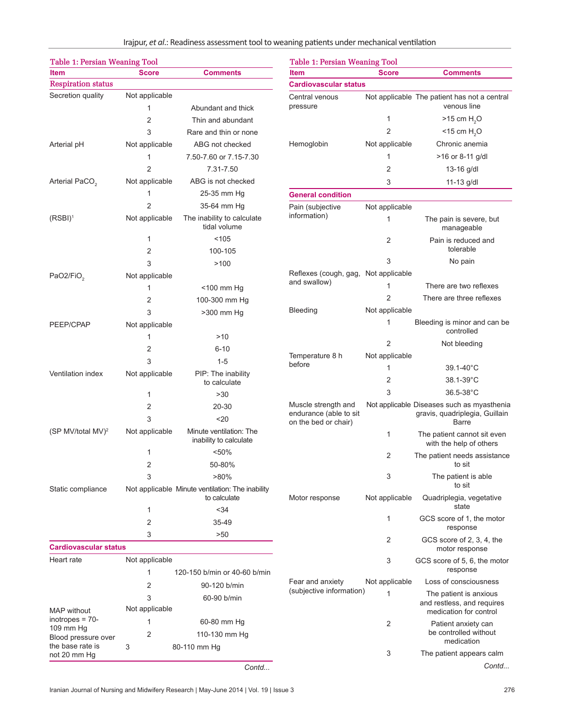Table 1: Persian Weaning Tool

| Item | Score | Comments |
|---|---|---|
| **Respiration status** | | |
| Secretion quality | Not applicable | |
| | 1 | Abundant and thick |
| | 2 | Thin and abundant |
| | 3 | Rare and thin or none |
| Arterial pH | Not applicable | ABG not checked |
| | 1 | 7.50-7.60 or 7.15-7.30 |
| | 2 | 7.31-7.50 |
| Arterial $PaCO_2$ | Not applicable | ABG is not checked |
| | 1 | 25-35 mm Hg |
| | 2 | 35-64 mm Hg |
| (RSBI)[1] | Not applicable | The inability to calculate tidal volume |
| | 1 | <105 |
| | 2 | 100-105 |
| | 3 | >100 |
| $PaO2/FiO_2$ | Not applicable | |
| | 1 | <100 mm Hg |
| | 2 | 100-300 mm Hg |
| | 3 | >300 mm Hg |
| PEEP/CPAP | Not applicable | |
| | 1 | >10 |
| | 2 | 6-10 |
| | 3 | 1-5 |
| Ventilation index | Not applicable | PIP: The inability to calculate |
| | 1 | >30 |
| | 2 | 20-30 |
| | 3 | <20 |
| (SP MV/total MV)[2] | Not applicable | Minute ventilation: The inability to calculate |
| | 1 | <50% |
| | 2 | 50-80% |
| | 3 | >80% |
| Static compliance | Not applicable | Minute ventilation: The inability to calculate |
| | 1 | <34 |
| | 2 | 35-49 |
| | 3 | >50 |
| **Cardiovascular status** | | |
| Heart rate | Not applicable | |
| | 1 | 120-150 b/min or 40-60 b/min |
| | 2 | 90-120 b/min |
| | 3 | 60-90 b/min |
| MAP without inotropes = 70-109 mm Hg Blood pressure over the base rate is not 20 mm Hg | Not applicable | |
| | 1 | 60-80 mm Hg |
| | 2 | 110-130 mm Hg |
| | 3 | 80-110 mm Hg |

*Contd...*

Table 1: Persian Weaning Tool

| Item | Score | Comments |
|---|---|---|
| **Cardiovascular status** | | |
| Central venous pressure | Not applicable | The patient has not a central venous line |
| | 1 | >15 cm $H_2O$ |
| | 2 | <15 cm $H_2O$ |
| Hemoglobin | Not applicable | Chronic anemia |
| | 1 | >16 or 8-11 g/dl |
| | 2 | 13-16 g/dl |
| | 3 | 11-13 g/dl |
| **General condition** | | |
| Pain (subjective information) | Not applicable | |
| | 1 | The pain is severe, but manageable |
| | 2 | Pain is reduced and tolerable |
| | 3 | No pain |
| Reflexes (cough, gag, and swallow) | Not applicable | |
| | 1 | There are two reflexes |
| | 2 | There are three reflexes |
| Bleeding | Not applicable | |
| | 1 | Bleeding is minor and can be controlled |
| | 2 | Not bleeding |
| Temperature 8 h before | Not applicable | |
| | 1 | 39.1-40°C |
| | 2 | 38.1-39°C |
| | 3 | 36.5-38°C |
| Muscle strength and endurance (able to sit on the bed or chair) | Not applicable | Diseases such as myasthenia gravis, quadriplegia, Guillain Barre |
| | 1 | The patient cannot sit even with the help of others |
| | 2 | The patient needs assistance to sit |
| | 3 | The patient is able to sit |
| Motor response | Not applicable | Quadriplegia, vegetative state |
| | 1 | GCS score of 1, the motor response |
| | 2 | GCS score of 2, 3, 4, the motor response |
| | 3 | GCS score of 5, 6, the motor response |
| Fear and anxiety (subjective information) | Not applicable | Loss of consciousness |
| | 1 | The patient is anxious and restless, and requires medication for control |
| | 2 | Patient anxiety can be controlled without medication |
| | 3 | The patient appears calm |

*Contd...*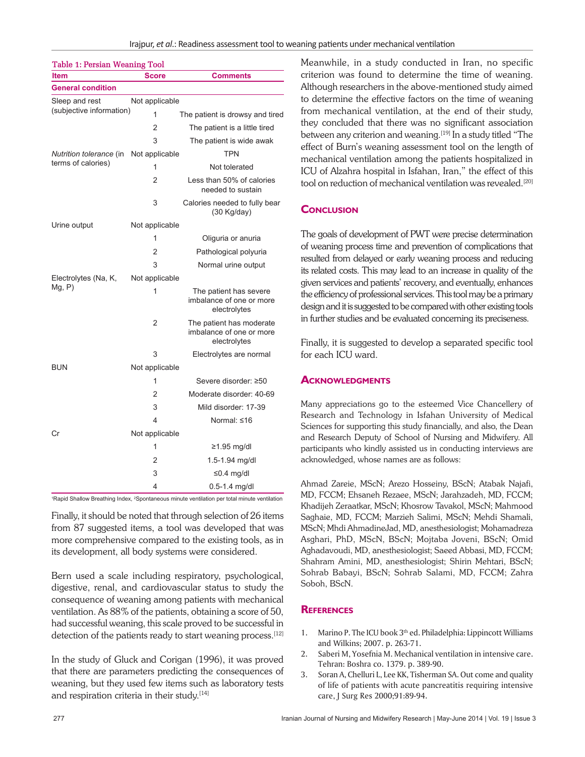**Table 1: Persian Weaning Tool**

| Item | Score | Comments |
|---|---|---|
| **General condition** | | |
| Sleep and rest (subjective information) | Not applicable | |
| | 1 | The patient is drowsy and tired |
| | 2 | The patient is a little tired |
| | 3 | The patient is wide awak |
| *Nutrition tolerance* (in terms of calories) | Not applicable | TPN |
| | 1 | Not tolerated |
| | 2 | Less than 50% of calories needed to sustain |
| | 3 | Calories needed to fully bear (30 Kg/day) |
| Urine output | Not applicable | |
| | 1 | Oliguria or anuria |
| | 2 | Pathological polyuria |
| | 3 | Normal urine output |
| Electrolytes (Na, K, Mg, P) | Not applicable | |
| | 1 | The patient has severe imbalance of one or more electrolytes |
| | 2 | The patient has moderate imbalance of one or more electrolytes |
| | 3 | Electrolytes are normal |
| BUN | Not applicable | |
| | 1 | Severe disorder: ≥50 |
| | 2 | Moderate disorder: 40-69 |
| | 3 | Mild disorder: 17-39 |
| | 4 | Normal: ≤16 |
| Cr | Not applicable | |
| | 1 | ≥1.95 mg/dl |
| | 2 | 1.5-1.94 mg/dl |
| | 3 | ≤0.4 mg/dl |
| | 4 | 0.5-1.4 mg/dl |

[1]Rapid Shallow Breathing Index, [2]Spontaneous minute ventilation per total minute ventilation

Finally, it should be noted that through selection of 26 items from 87 suggested items, a tool was developed that was more comprehensive compared to the existing tools, as in its development, all body systems were considered.

Bern used a scale including respiratory, psychological, digestive, renal, and cardiovascular status to study the consequence of weaning among patients with mechanical ventilation. As 88% of the patients, obtaining a score of 50, had successful weaning, this scale proved to be successful in detection of the patients ready to start weaning process.[12]

In the study of Gluck and Corigan (1996), it was proved that there are parameters predicting the consequences of weaning, but they used few items such as laboratory tests and respiration criteria in their study.[14]

Meanwhile, in a study conducted in Iran, no specific criterion was found to determine the time of weaning. Although researchers in the above-mentioned study aimed to determine the effective factors on the time of weaning from mechanical ventilation, at the end of their study, they concluded that there was no significant association between any criterion and weaning.[19] In a study titled "The effect of Burn's weaning assessment tool on the length of mechanical ventilation among the patients hospitalized in ICU of Alzahra hospital in Isfahan, Iran," the effect of this tool on reduction of mechanical ventilation was revealed.[20]

## Conclusion

The goals of development of PWT were precise determination of weaning process time and prevention of complications that resulted from delayed or early weaning process and reducing its related costs. This may lead to an increase in quality of the given services and patients' recovery, and eventually, enhances the efficiency of professional services. This tool may be a primary design and it is suggested to be compared with other existing tools in further studies and be evaluated concerning its preciseness.

Finally, it is suggested to develop a separated specific tool for each ICU ward.

## Acknowledgments

Many appreciations go to the esteemed Vice Chancellery of Research and Technology in Isfahan University of Medical Sciences for supporting this study financially, and also, the Dean and Research Deputy of School of Nursing and Midwifery. All participants who kindly assisted us in conducting interviews are acknowledged, whose names are as follows:

Ahmad Zareie, MScN; Arezo Hosseiny, BScN; Atabak Najafi, MD, FCCM; Ehsaneh Rezaee, MScN; Jarahzadeh, MD, FCCM; Khadijeh Zeraatkar, MScN; Khosrow Tavakol, MScN; Mahmood Saghaie, MD, FCCM; Marzieh Salimi, MScN; Mehdi Shamali, MScN; Mhdi AhmadineJad, MD, anesthesiologist; Mohamadreza Asghari, PhD, MScN, BScN; Mojtaba Joveni, BScN; Omid Aghadavoudi, MD, anesthesiologist; Saeed Abbasi, MD, FCCM; Shahram Amini, MD, anesthesiologist; Shirin Mehtari, BScN; Sohrab Babayi, BScN; Sohrab Salami, MD, FCCM; Zahra Soboh, BScN.

## References

1. Marino P. The ICU book 3rd ed. Philadelphia: Lippincott Williams and Wilkins; 2007. p. 263-71.
2. Saberi M, Yosefnia M. Mechanical ventilation in intensive care. Tehran: Boshra co. 1379. p. 389-90.
3. Soran A, Chelluri L, Lee KK, Tisherman SA. Out come and quality of life of patients with acute pancreatitis requiring intensive care, J Surg Res 2000;91:89-94.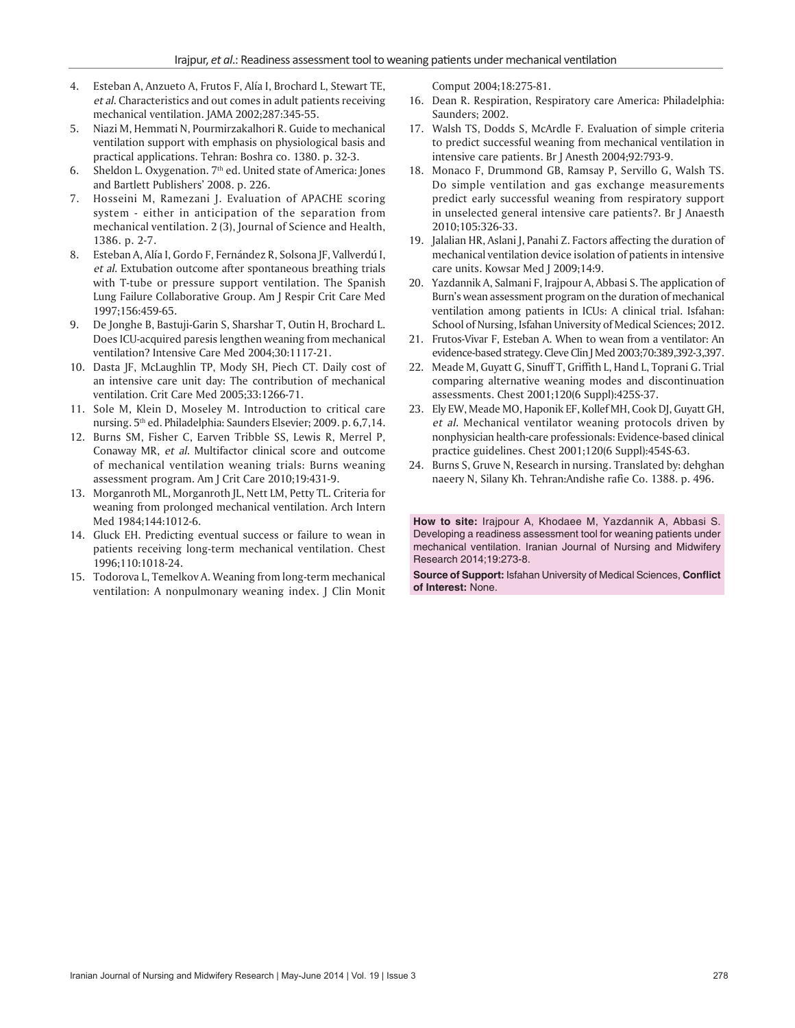4. Esteban A, Anzueto A, Frutos F, Alía I, Brochard L, Stewart TE, *et al*. Characteristics and out comes in adult patients receiving mechanical ventilation. JAMA 2002;287:345-55.
5. Niazi M, Hemmati N, Pourmirzakalhori R. Guide to mechanical ventilation support with emphasis on physiological basis and practical applications. Tehran: Boshra co. 1380. p. 32-3.
6. Sheldon L. Oxygenation. 7th ed. United state of America: Jones and Bartlett Publishers' 2008. p. 226.
7. Hosseini M, Ramezani J. Evaluation of APACHE scoring system - either in anticipation of the separation from mechanical ventilation. 2 (3), Journal of Science and Health, 1386. p. 2-7.
8. Esteban A, Alía I, Gordo F, Fernández R, Solsona JF, Vallverdú I, *et al*. Extubation outcome after spontaneous breathing trials with T-tube or pressure support ventilation. The Spanish Lung Failure Collaborative Group. Am J Respir Crit Care Med 1997;156:459-65.
9. De Jonghe B, Bastuji-Garin S, Sharshar T, Outin H, Brochard L. Does ICU-acquired paresis lengthen weaning from mechanical ventilation? Intensive Care Med 2004;30:1117-21.
10. Dasta JF, McLaughlin TP, Mody SH, Piech CT. Daily cost of an intensive care unit day: The contribution of mechanical ventilation. Crit Care Med 2005;33:1266-71.
11. Sole M, Klein D, Moseley M. Introduction to critical care nursing. 5th ed. Philadelphia: Saunders Elsevier; 2009. p. 6,7,14.
12. Burns SM, Fisher C, Earven Tribble SS, Lewis R, Merrel P, Conaway MR, *et al*. Multifactor clinical score and outcome of mechanical ventilation weaning trials: Burns weaning assessment program. Am J Crit Care 2010;19:431-9.
13. Morganroth ML, Morganroth JL, Nett LM, Petty TL. Criteria for weaning from prolonged mechanical ventilation. Arch Intern Med 1984;144:1012-6.
14. Gluck EH. Predicting eventual success or failure to wean in patients receiving long-term mechanical ventilation. Chest 1996;110:1018-24.
15. Todorova L, Temelkov A. Weaning from long-term mechanical ventilation: A nonpulmonary weaning index. J Clin Monit Comput 2004;18:275-81.
16. Dean R. Respiration, Respiratory care America: Philadelphia: Saunders; 2002.
17. Walsh TS, Dodds S, McArdle F. Evaluation of simple criteria to predict successful weaning from mechanical ventilation in intensive care patients. Br J Anesth 2004;92:793-9.
18. Monaco F, Drummond GB, Ramsay P, Servillo G, Walsh TS. Do simple ventilation and gas exchange measurements predict early successful weaning from respiratory support in unselected general intensive care patients?. Br J Anaesth 2010;105:326-33.
19. Jalalian HR, Aslani J, Panahi Z. Factors affecting the duration of mechanical ventilation device isolation of patients in intensive care units. Kowsar Med J 2009;14:9.
20. Yazdannik A, Salmani F, Irajpour A, Abbasi S. The application of Burn's wean assessment program on the duration of mechanical ventilation among patients in ICUs: A clinical trial. Isfahan: School of Nursing, Isfahan University of Medical Sciences; 2012.
21. Frutos-Vivar F, Esteban A. When to wean from a ventilator: An evidence-based strategy. Cleve Clin J Med 2003;70:389,392-3,397.
22. Meade M, Guyatt G, Sinuff T, Griffith L, Hand L, Toprani G. Trial comparing alternative weaning modes and discontinuation assessments. Chest 2001;120(6 Suppl):425S-37.
23. Ely EW, Meade MO, Haponik EF, Kollef MH, Cook DJ, Guyatt GH, *et al*. Mechanical ventilator weaning protocols driven by nonphysician health-care professionals: Evidence-based clinical practice guidelines. Chest 2001;120(6 Suppl):454S-63.
24. Burns S, Gruve N, Research in nursing. Translated by: dehghan naeery N, Silany Kh. Tehran:Andishe rafie Co. 1388. p. 496.

**How to site:** Irajpour A, Khodaee M, Yazdannik A, Abbasi S. Developing a readiness assessment tool for weaning patients under mechanical ventilation. Iranian Journal of Nursing and Midwifery Research 2014;19:273-8.

**Source of Support:** Isfahan University of Medical Sciences, **Conflict of Interest:** None.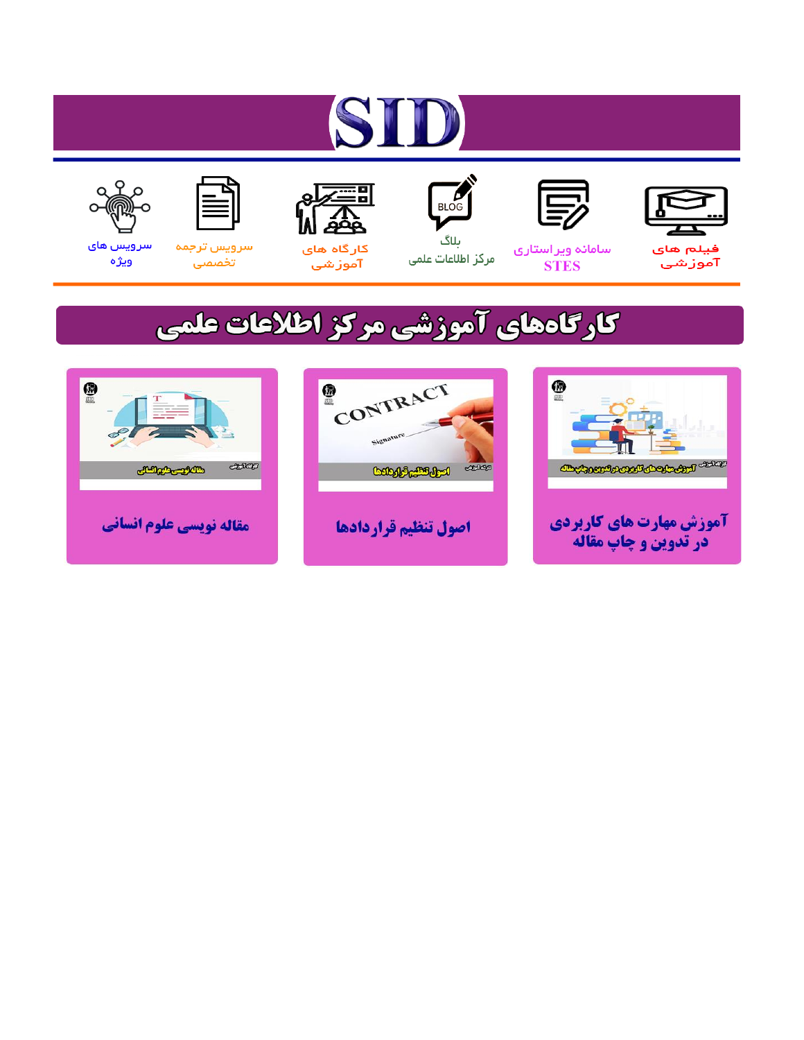# SID

فیلم های آموزشی

سامانه ویراستاری STES

بلاگ مرکز اطلاعات علمی

کارگاه های آموزشی

سرویس ترجمه تخصصی

سرویس های ویژه

## کارگاه‌های آموزشی مرکز اطلاعات علمی

آموزش مهارت های کاربردی در تدوین و چاپ مقاله

اصول تنظیم قراردادها

مقاله نویسی علوم انسانی